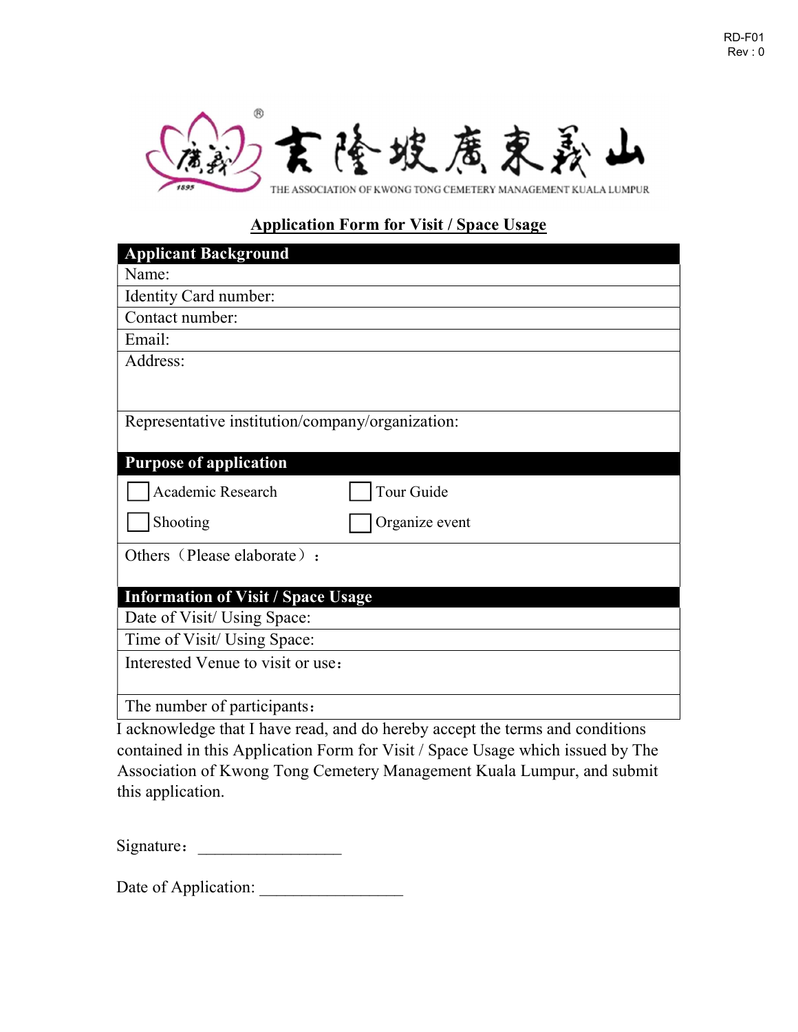RD-F01
Rev : 0

吉隆坡廣東義山

THE ASSOCIATION OF KWONG TONG CEMETERY MANAGEMENT KUALA LUMPUR

## Application Form for Visit / Space Usage

| **Applicant Background** |
|---|
| Name: |
| Identity Card number: |
| Contact number: |
| Email: |
| Address: |
| Representative institution/company/organization: |

| **Purpose of application** | |
|---|---|
| ☐ Academic Research | ☐ Tour Guide |
| ☐ Shooting | ☐ Organize event |
| Others（Please elaborate）： | |

| **Information of Visit / Space Usage** |
|---|
| Date of Visit/ Using Space: |
| Time of Visit/ Using Space: |
| Interested Venue to visit or use： |
| The number of participants： |

I acknowledge that I have read, and do hereby accept the terms and conditions contained in this Application Form for Visit / Space Usage which issued by The Association of Kwong Tong Cemetery Management Kuala Lumpur, and submit this application.

Signature： _________________

Date of Application: _________________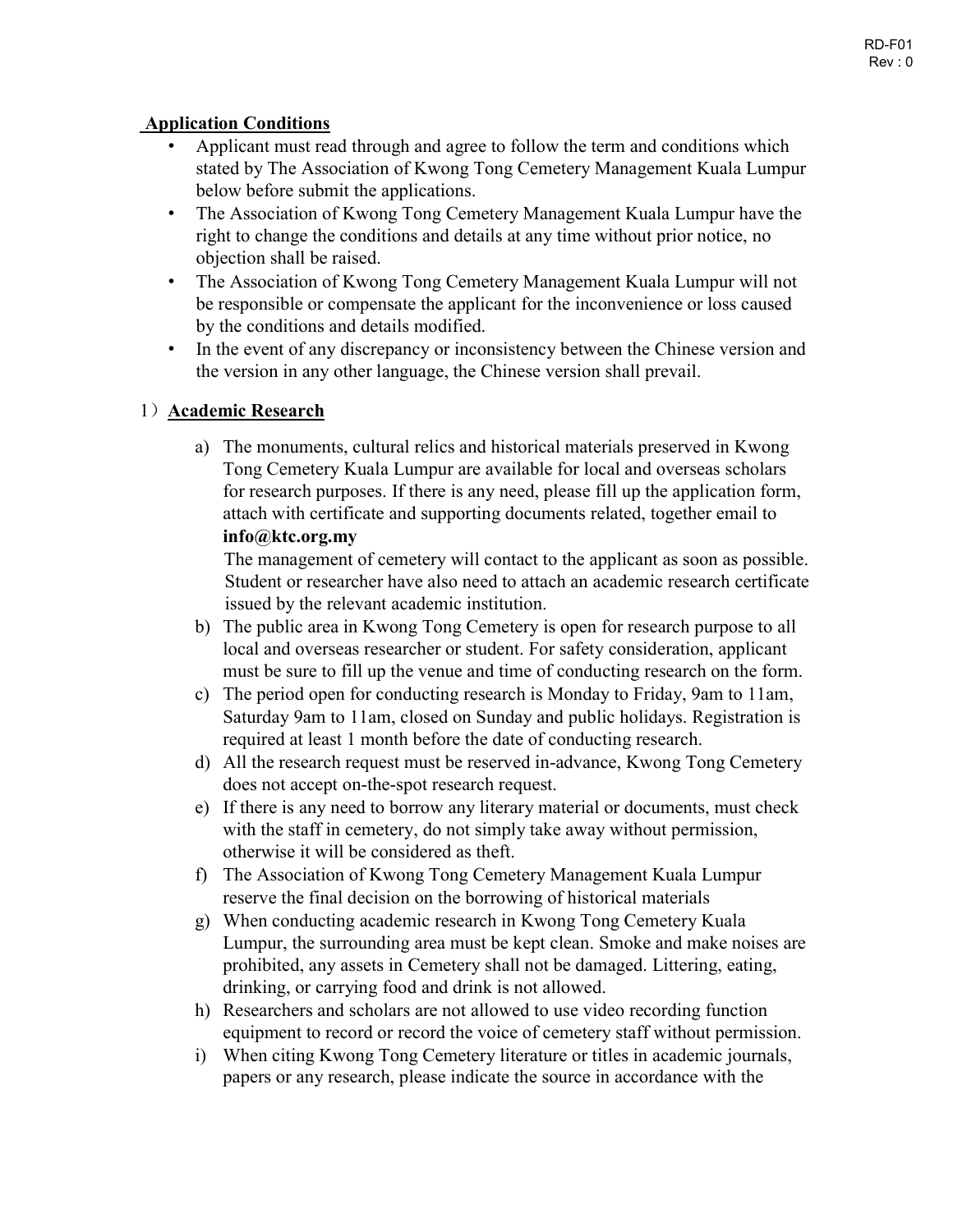## Application Conditions

- Applicant must read through and agree to follow the term and conditions which stated by The Association of Kwong Tong Cemetery Management Kuala Lumpur below before submit the applications.
- The Association of Kwong Tong Cemetery Management Kuala Lumpur have the right to change the conditions and details at any time without prior notice, no objection shall be raised.
- The Association of Kwong Tong Cemetery Management Kuala Lumpur will not be responsible or compensate the applicant for the inconvenience or loss caused by the conditions and details modified.
- In the event of any discrepancy or inconsistency between the Chinese version and the version in any other language, the Chinese version shall prevail.

## 1）Academic Research

a) The monuments, cultural relics and historical materials preserved in Kwong Tong Cemetery Kuala Lumpur are available for local and overseas scholars for research purposes. If there is any need, please fill up the application form, attach with certificate and supporting documents related, together email to **info@ktc.org.my**
The management of cemetery will contact to the applicant as soon as possible. Student or researcher have also need to attach an academic research certificate issued by the relevant academic institution.

b) The public area in Kwong Tong Cemetery is open for research purpose to all local and overseas researcher or student. For safety consideration, applicant must be sure to fill up the venue and time of conducting research on the form.

c) The period open for conducting research is Monday to Friday, 9am to 11am, Saturday 9am to 11am, closed on Sunday and public holidays. Registration is required at least 1 month before the date of conducting research.

d) All the research request must be reserved in-advance, Kwong Tong Cemetery does not accept on-the-spot research request.

e) If there is any need to borrow any literary material or documents, must check with the staff in cemetery, do not simply take away without permission, otherwise it will be considered as theft.

f) The Association of Kwong Tong Cemetery Management Kuala Lumpur reserve the final decision on the borrowing of historical materials

g) When conducting academic research in Kwong Tong Cemetery Kuala Lumpur, the surrounding area must be kept clean. Smoke and make noises are prohibited, any assets in Cemetery shall not be damaged. Littering, eating, drinking, or carrying food and drink is not allowed.

h) Researchers and scholars are not allowed to use video recording function equipment to record or record the voice of cemetery staff without permission.

i) When citing Kwong Tong Cemetery literature or titles in academic journals, papers or any research, please indicate the source in accordance with the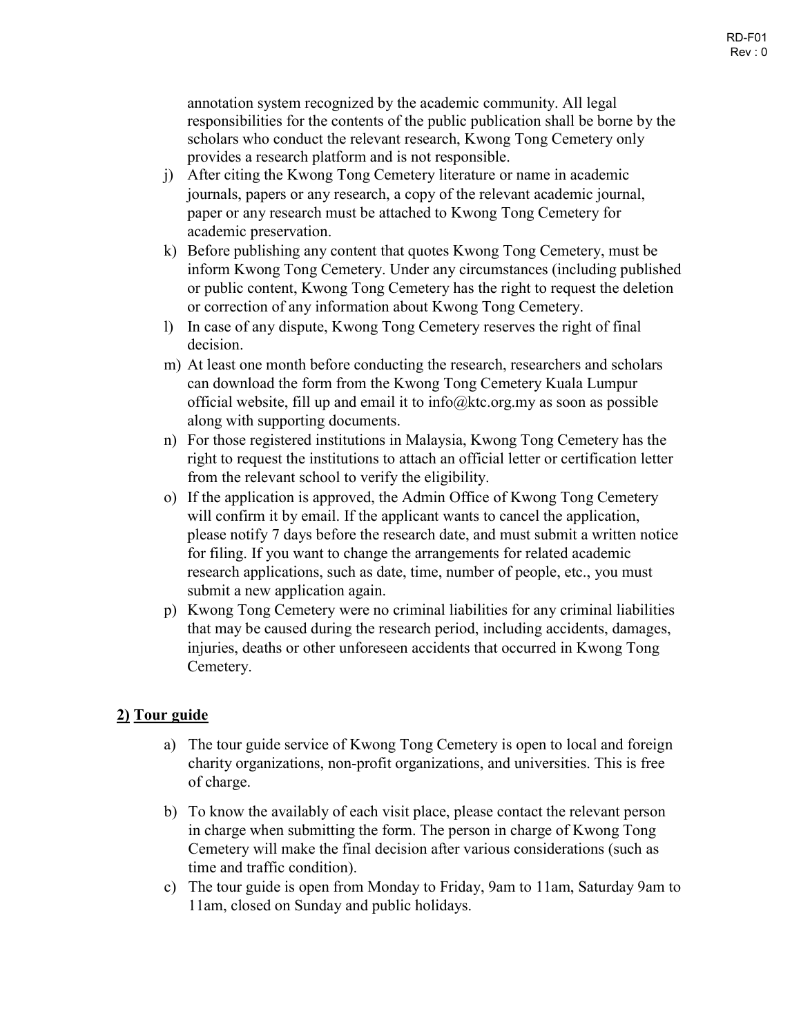annotation system recognized by the academic community. All legal responsibilities for the contents of the public publication shall be borne by the scholars who conduct the relevant research, Kwong Tong Cemetery only provides a research platform and is not responsible.

j) After citing the Kwong Tong Cemetery literature or name in academic journals, papers or any research, a copy of the relevant academic journal, paper or any research must be attached to Kwong Tong Cemetery for academic preservation.

k) Before publishing any content that quotes Kwong Tong Cemetery, must be inform Kwong Tong Cemetery. Under any circumstances (including published or public content, Kwong Tong Cemetery has the right to request the deletion or correction of any information about Kwong Tong Cemetery.

l) In case of any dispute, Kwong Tong Cemetery reserves the right of final decision.

m) At least one month before conducting the research, researchers and scholars can download the form from the Kwong Tong Cemetery Kuala Lumpur official website, fill up and email it to info@ktc.org.my as soon as possible along with supporting documents.

n) For those registered institutions in Malaysia, Kwong Tong Cemetery has the right to request the institutions to attach an official letter or certification letter from the relevant school to verify the eligibility.

o) If the application is approved, the Admin Office of Kwong Tong Cemetery will confirm it by email. If the applicant wants to cancel the application, please notify 7 days before the research date, and must submit a written notice for filing. If you want to change the arrangements for related academic research applications, such as date, time, number of people, etc., you must submit a new application again.

p) Kwong Tong Cemetery were no criminal liabilities for any criminal liabilities that may be caused during the research period, including accidents, damages, injuries, deaths or other unforeseen accidents that occurred in Kwong Tong Cemetery.

## 2) Tour guide

a) The tour guide service of Kwong Tong Cemetery is open to local and foreign charity organizations, non-profit organizations, and universities. This is free of charge.

b) To know the availably of each visit place, please contact the relevant person in charge when submitting the form. The person in charge of Kwong Tong Cemetery will make the final decision after various considerations (such as time and traffic condition).

c) The tour guide is open from Monday to Friday, 9am to 11am, Saturday 9am to 11am, closed on Sunday and public holidays.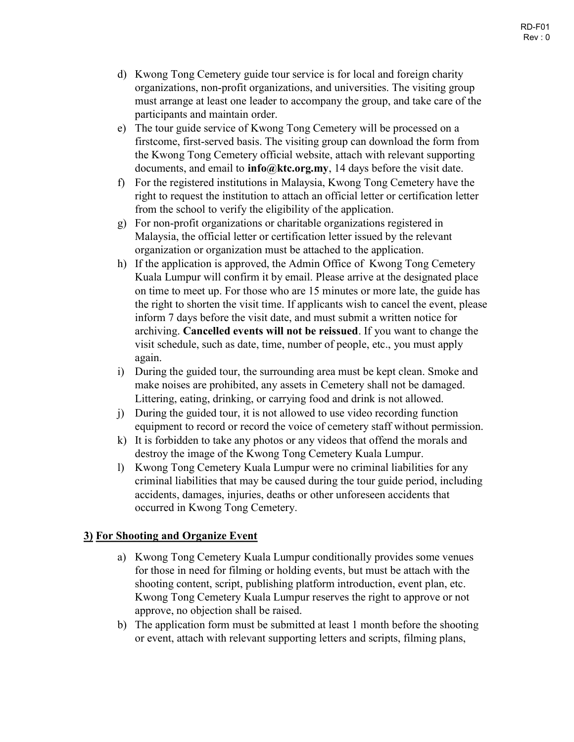d) Kwong Tong Cemetery guide tour service is for local and foreign charity organizations, non-profit organizations, and universities. The visiting group must arrange at least one leader to accompany the group, and take care of the participants and maintain order.
e) The tour guide service of Kwong Tong Cemetery will be processed on a firstcome, first-served basis. The visiting group can download the form from the Kwong Tong Cemetery official website, attach with relevant supporting documents, and email to **info@ktc.org.my**, 14 days before the visit date.
f) For the registered institutions in Malaysia, Kwong Tong Cemetery have the right to request the institution to attach an official letter or certification letter from the school to verify the eligibility of the application.
g) For non-profit organizations or charitable organizations registered in Malaysia, the official letter or certification letter issued by the relevant organization or organization must be attached to the application.
h) If the application is approved, the Admin Office of Kwong Tong Cemetery Kuala Lumpur will confirm it by email. Please arrive at the designated place on time to meet up. For those who are 15 minutes or more late, the guide has the right to shorten the visit time. If applicants wish to cancel the event, please inform 7 days before the visit date, and must submit a written notice for archiving. **Cancelled events will not be reissued**. If you want to change the visit schedule, such as date, time, number of people, etc., you must apply again.
i) During the guided tour, the surrounding area must be kept clean. Smoke and make noises are prohibited, any assets in Cemetery shall not be damaged. Littering, eating, drinking, or carrying food and drink is not allowed.
j) During the guided tour, it is not allowed to use video recording function equipment to record or record the voice of cemetery staff without permission.
k) It is forbidden to take any photos or any videos that offend the morals and destroy the image of the Kwong Tong Cemetery Kuala Lumpur.
l) Kwong Tong Cemetery Kuala Lumpur were no criminal liabilities for any criminal liabilities that may be caused during the tour guide period, including accidents, damages, injuries, deaths or other unforeseen accidents that occurred in Kwong Tong Cemetery.

## 3) For Shooting and Organize Event

a) Kwong Tong Cemetery Kuala Lumpur conditionally provides some venues for those in need for filming or holding events, but must be attach with the shooting content, script, publishing platform introduction, event plan, etc. Kwong Tong Cemetery Kuala Lumpur reserves the right to approve or not approve, no objection shall be raised.
b) The application form must be submitted at least 1 month before the shooting or event, attach with relevant supporting letters and scripts, filming plans,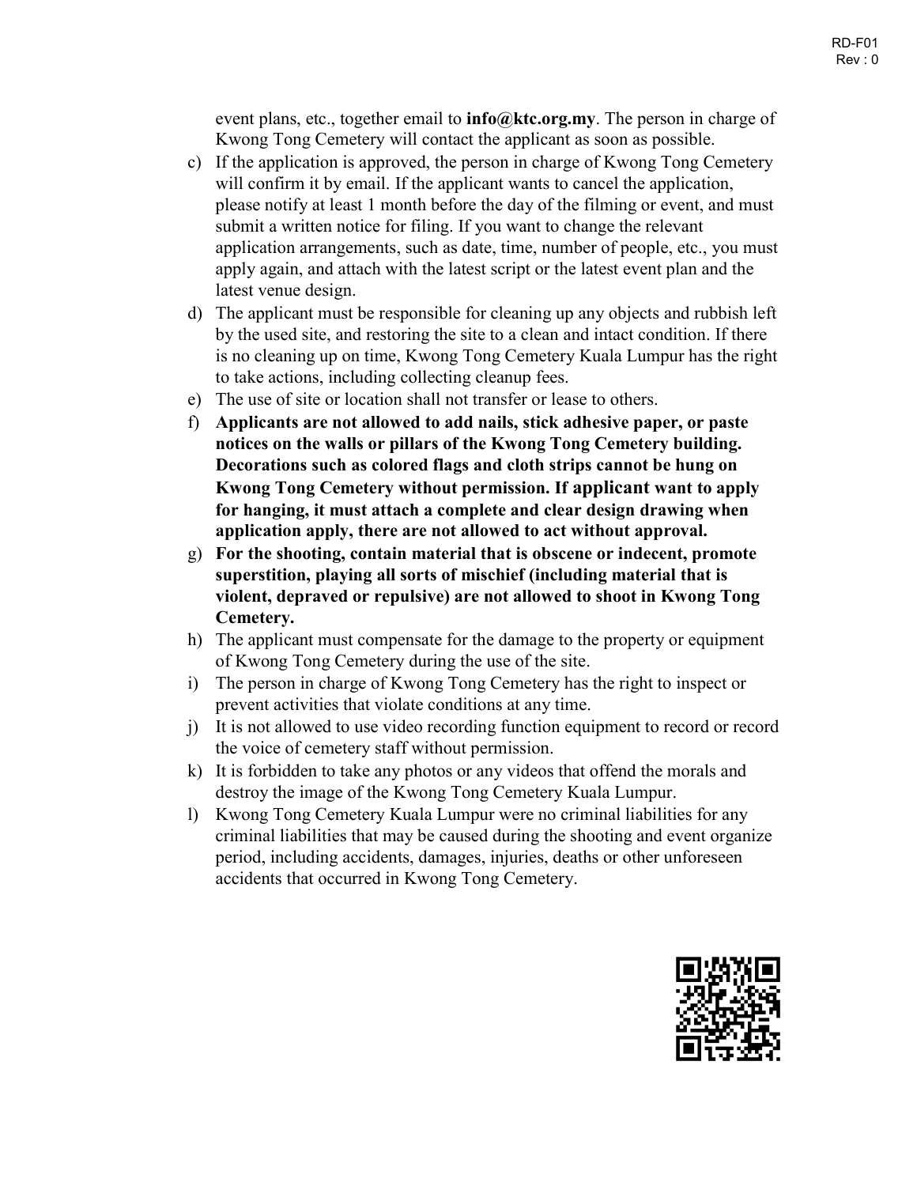event plans, etc., together email to **info@ktc.org.my**. The person in charge of Kwong Tong Cemetery will contact the applicant as soon as possible.

c) If the application is approved, the person in charge of Kwong Tong Cemetery will confirm it by email. If the applicant wants to cancel the application, please notify at least 1 month before the day of the filming or event, and must submit a written notice for filing. If you want to change the relevant application arrangements, such as date, time, number of people, etc., you must apply again, and attach with the latest script or the latest event plan and the latest venue design.

d) The applicant must be responsible for cleaning up any objects and rubbish left by the used site, and restoring the site to a clean and intact condition. If there is no cleaning up on time, Kwong Tong Cemetery Kuala Lumpur has the right to take actions, including collecting cleanup fees.

e) The use of site or location shall not transfer or lease to others.

f) **Applicants are not allowed to add nails, stick adhesive paper, or paste notices on the walls or pillars of the Kwong Tong Cemetery building. Decorations such as colored flags and cloth strips cannot be hung on Kwong Tong Cemetery without permission. If applicant want to apply for hanging, it must attach a complete and clear design drawing when application apply, there are not allowed to act without approval.**

g) **For the shooting, contain material that is obscene or indecent, promote superstition, playing all sorts of mischief (including material that is violent, depraved or repulsive) are not allowed to shoot in Kwong Tong Cemetery.**

h) The applicant must compensate for the damage to the property or equipment of Kwong Tong Cemetery during the use of the site.

i) The person in charge of Kwong Tong Cemetery has the right to inspect or prevent activities that violate conditions at any time.

j) It is not allowed to use video recording function equipment to record or record the voice of cemetery staff without permission.

k) It is forbidden to take any photos or any videos that offend the morals and destroy the image of the Kwong Tong Cemetery Kuala Lumpur.

l) Kwong Tong Cemetery Kuala Lumpur were no criminal liabilities for any criminal liabilities that may be caused during the shooting and event organize period, including accidents, damages, injuries, deaths or other unforeseen accidents that occurred in Kwong Tong Cemetery.